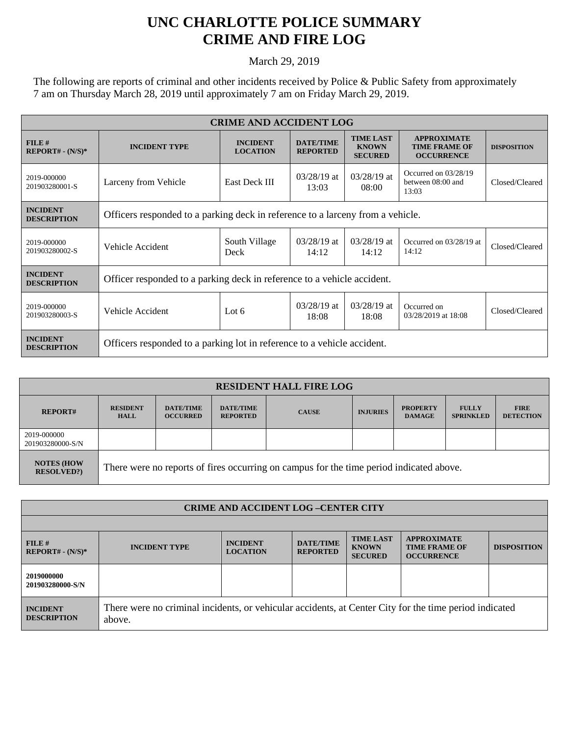# UNC CHARLOTTE POLICE SUMMARY
# CRIME AND FIRE LOG

March 29, 2019

The following are reports of criminal and other incidents received by Police & Public Safety from approximately 7 am on Thursday March 28, 2019 until approximately 7 am on Friday March 29, 2019.

| CRIME AND ACCIDENT LOG | | | | | | |
|---|---|---|---|---|---|---|
| **FILE # REPORT# - (N/S)*** | **INCIDENT TYPE** | **INCIDENT LOCATION** | **DATE/TIME REPORTED** | **TIME LAST KNOWN SECURED** | **APPROXIMATE TIME FRAME OF OCCURRENCE** | **DISPOSITION** |
| 2019-000000 201903280001-S | Larceny from Vehicle | East Deck III | 03/28/19 at 13:03 | 03/28/19 at 08:00 | Occurred on 03/28/19 between 08:00 and 13:03 | Closed/Cleared |
| **INCIDENT DESCRIPTION** | Officers responded to a parking deck in reference to a larceny from a vehicle. | | | | | |
| 2019-000000 201903280002-S | Vehicle Accident | South Village Deck | 03/28/19 at 14:12 | 03/28/19 at 14:12 | Occurred on 03/28/19 at 14:12 | Closed/Cleared |
| **INCIDENT DESCRIPTION** | Officer responded to a parking deck in reference to a vehicle accident. | | | | | |
| 2019-000000 201903280003-S | Vehicle Accident | Lot 6 | 03/28/19 at 18:08 | 03/28/19 at 18:08 | Occurred on 03/28/2019 at 18:08 | Closed/Cleared |
| **INCIDENT DESCRIPTION** | Officers responded to a parking lot in reference to a vehicle accident. | | | | | |

| RESIDENT HALL FIRE LOG | | | | | | | | |
|---|---|---|---|---|---|---|---|---|
| **REPORT#** | **RESIDENT HALL** | **DATE/TIME OCCURRED** | **DATE/TIME REPORTED** | **CAUSE** | **INJURIES** | **PROPERTY DAMAGE** | **FULLY SPRINKLED** | **FIRE DETECTION** |
| 2019-000000 201903280000-S/N | | | | | | | | |
| **NOTES (HOW RESOLVED?)** | There were no reports of fires occurring on campus for the time period indicated above. | | | | | | | |

| CRIME AND ACCIDENT LOG –CENTER CITY | | | | | | |
|---|---|---|---|---|---|---|
| **FILE # REPORT# - (N/S)*** | **INCIDENT TYPE** | **INCIDENT LOCATION** | **DATE/TIME REPORTED** | **TIME LAST KNOWN SECURED** | **APPROXIMATE TIME FRAME OF OCCURRENCE** | **DISPOSITION** |
| **2019000000 201903280000-S/N** | | | | | | |
| **INCIDENT DESCRIPTION** | There were no criminal incidents, or vehicular accidents, at Center City for the time period indicated above. | | | | | |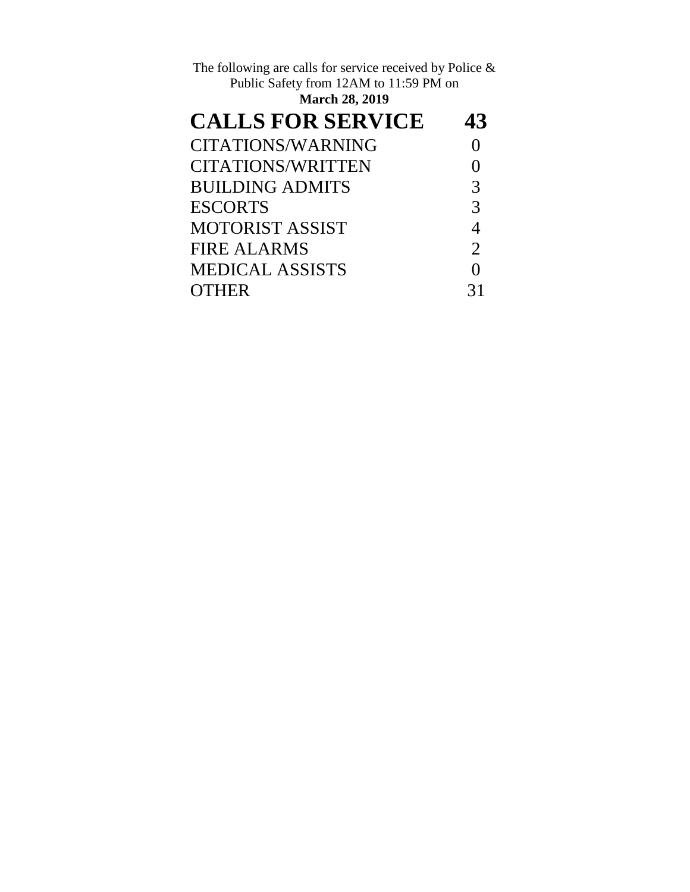The following are calls for service received by Police & Public Safety from 12AM to 11:59 PM on

**March 28, 2019**

| | |
|---|---|
| **CALLS FOR SERVICE** | **43** |
| CITATIONS/WARNING | 0 |
| CITATIONS/WRITTEN | 0 |
| BUILDING ADMITS | 3 |
| ESCORTS | 3 |
| MOTORIST ASSIST | 4 |
| FIRE ALARMS | 2 |
| MEDICAL ASSISTS | 0 |
| OTHER | 31 |